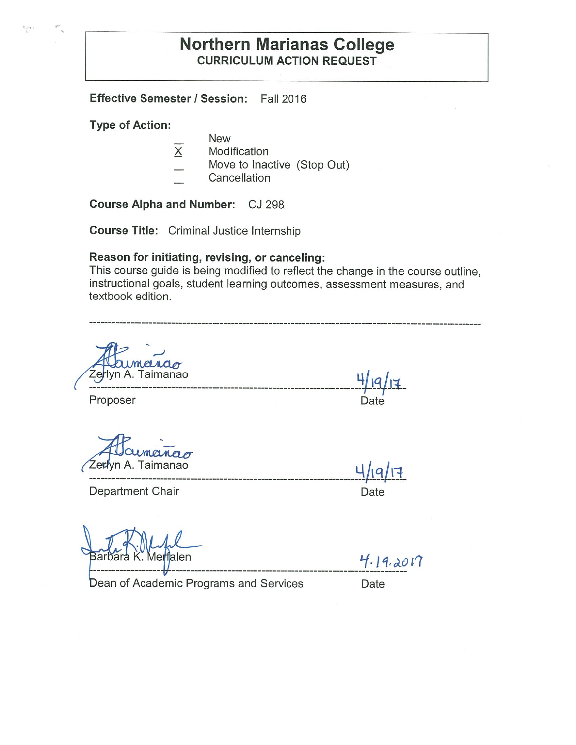# Northern Marianas College

## CURRICULUM ACTION REQUEST

**Effective Semester / Session:** Fall 2016

**Type of Action:**

- \_ New
- X Modification
- \_ Move to Inactive (Stop Out)
- \_ Cancellation

**Course Alpha and Number:** CJ 298

**Course Title:** Criminal Justice Internship

**Reason for initiating, revising, or canceling:**
This course guide is being modified to reflect the change in the course outline, instructional goals, student learning outcomes, assessment measures, and textbook edition.

---

Zerlyn A. Taimanao — 4/19/17

Proposer — Date

Zerlyn A. Taimanao — 4/19/17

Department Chair — Date

Barbara K. Merfalen — 4.19.2017

Dean of Academic Programs and Services — Date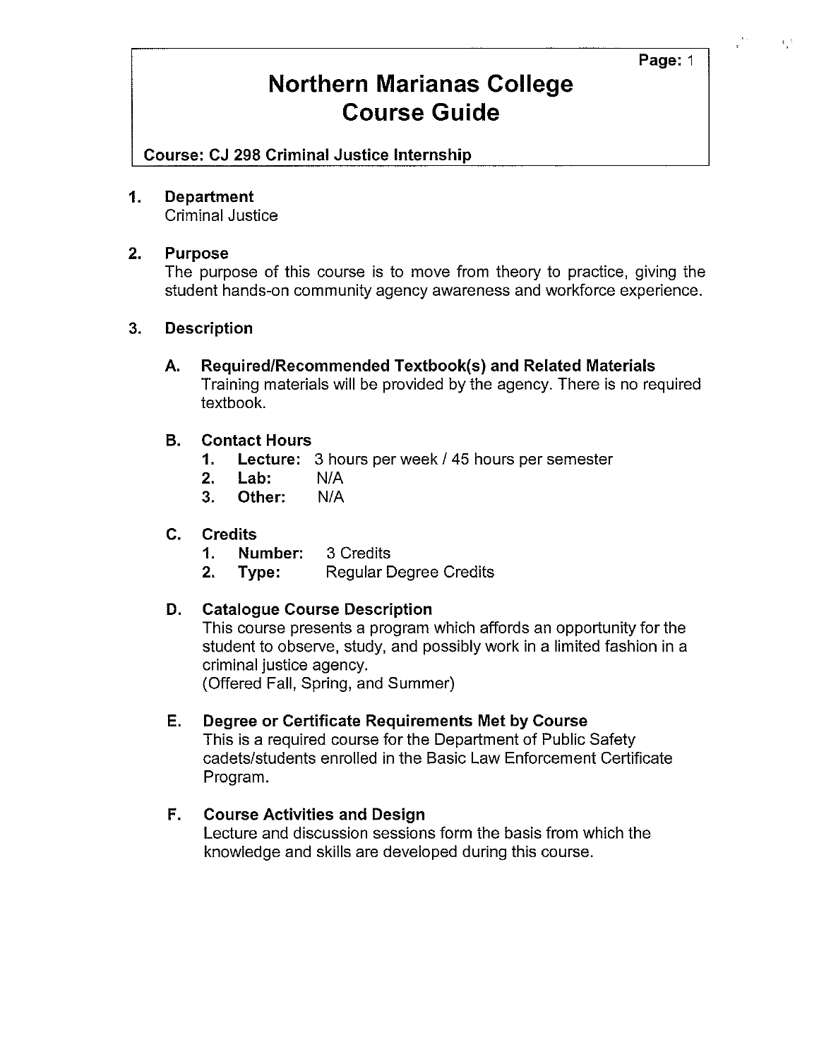# Northern Marianas College Course Guide

**Course: CJ 298 Criminal Justice Internship**

## 1. Department

Criminal Justice

## 2. Purpose

The purpose of this course is to move from theory to practice, giving the student hands-on community agency awareness and workforce experience.

## 3. Description

### A. Required/Recommended Textbook(s) and Related Materials

Training materials will be provided by the agency. There is no required textbook.

### B. Contact Hours

1. **Lecture:** 3 hours per week / 45 hours per semester
2. **Lab:** N/A
3. **Other:** N/A

### C. Credits

1. **Number:** 3 Credits
2. **Type:** Regular Degree Credits

### D. Catalogue Course Description

This course presents a program which affords an opportunity for the student to observe, study, and possibly work in a limited fashion in a criminal justice agency.
(Offered Fall, Spring, and Summer)

### E. Degree or Certificate Requirements Met by Course

This is a required course for the Department of Public Safety cadets/students enrolled in the Basic Law Enforcement Certificate Program.

### F. Course Activities and Design

Lecture and discussion sessions form the basis from which the knowledge and skills are developed during this course.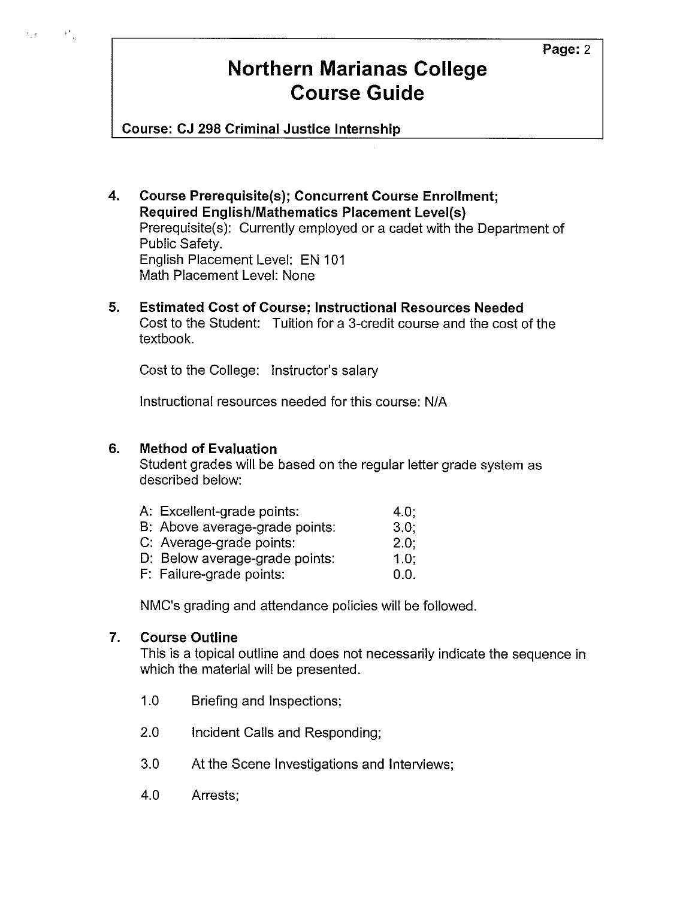4. **Course Prerequisite(s); Concurrent Course Enrollment; Required English/Mathematics Placement Level(s)**
   Prerequisite(s): Currently employed or a cadet with the Department of Public Safety.
   English Placement Level: EN 101
   Math Placement Level: None

5. **Estimated Cost of Course; Instructional Resources Needed**
   Cost to the Student: Tuition for a 3-credit course and the cost of the textbook.

   Cost to the College: Instructor's salary

   Instructional resources needed for this course: N/A

6. **Method of Evaluation**
   Student grades will be based on the regular letter grade system as described below:

   | | |
   |---|---|
   | A: Excellent-grade points: | 4.0; |
   | B: Above average-grade points: | 3.0; |
   | C: Average-grade points: | 2.0; |
   | D: Below average-grade points: | 1.0; |
   | F: Failure-grade points: | 0.0. |

   NMC's grading and attendance policies will be followed.

7. **Course Outline**
   This is a topical outline and does not necessarily indicate the sequence in which the material will be presented.

   1.0 Briefing and Inspections;

   2.0 Incident Calls and Responding;

   3.0 At the Scene Investigations and Interviews;

   4.0 Arrests;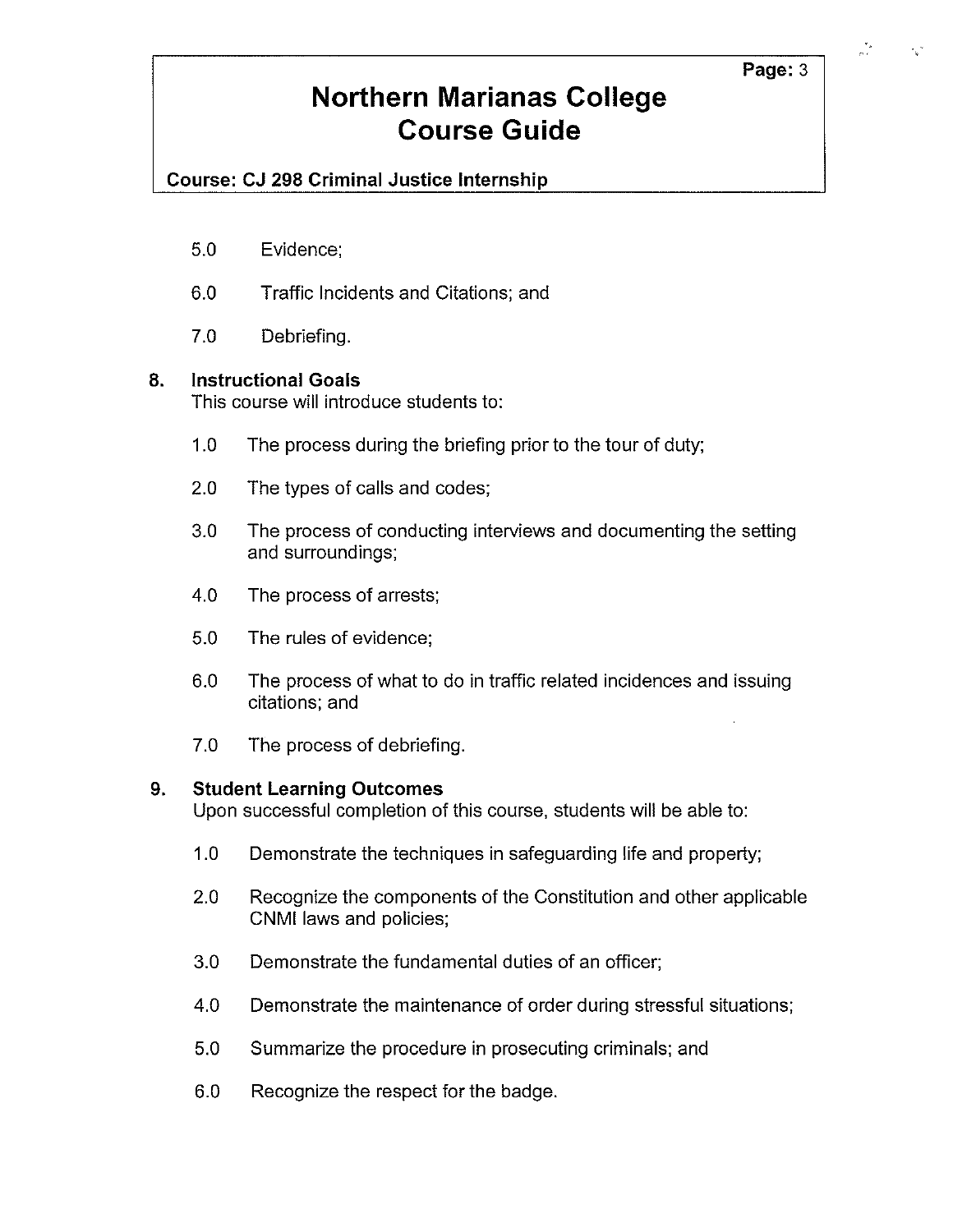5.0 Evidence;

6.0 Traffic Incidents and Citations; and

7.0 Debriefing.

## 8. Instructional Goals

This course will introduce students to:

1.0 The process during the briefing prior to the tour of duty;

2.0 The types of calls and codes;

3.0 The process of conducting interviews and documenting the setting and surroundings;

4.0 The process of arrests;

5.0 The rules of evidence;

6.0 The process of what to do in traffic related incidences and issuing citations; and

7.0 The process of debriefing.

## 9. Student Learning Outcomes

Upon successful completion of this course, students will be able to:

1.0 Demonstrate the techniques in safeguarding life and property;

2.0 Recognize the components of the Constitution and other applicable CNMI laws and policies;

3.0 Demonstrate the fundamental duties of an officer;

4.0 Demonstrate the maintenance of order during stressful situations;

5.0 Summarize the procedure in prosecuting criminals; and

6.0 Recognize the respect for the badge.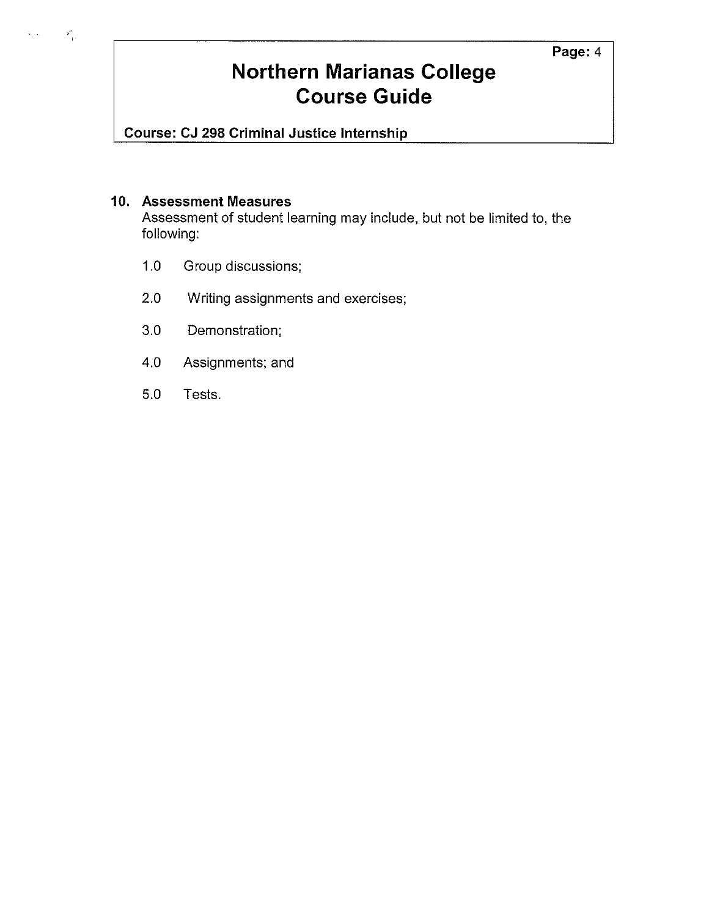## 10. Assessment Measures

Assessment of student learning may include, but not be limited to, the following:

1.0 Group discussions;

2.0 Writing assignments and exercises;

3.0 Demonstration;

4.0 Assignments; and

5.0 Tests.